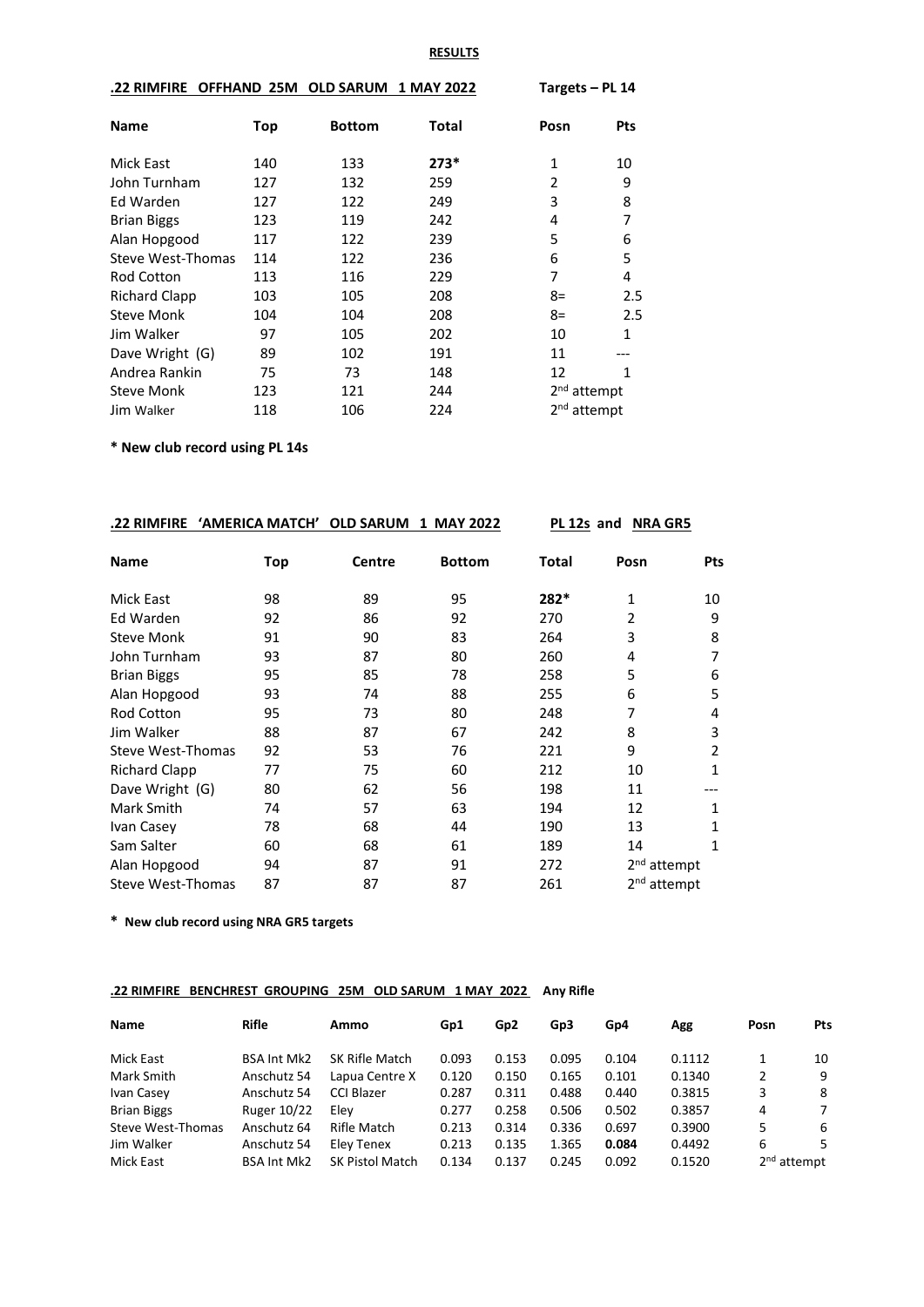**RESULTS**

**.22 RIMFIRE OFFHAND 25M OLD SARUM 1 MAY 2022** **Targets – PL 14**

| Name | Top | Bottom | Total | Posn | Pts |
|---|---|---|---|---|---|
| Mick East | 140 | 133 | **273*** | 1 | 10 |
| John Turnham | 127 | 132 | 259 | 2 | 9 |
| Ed Warden | 127 | 122 | 249 | 3 | 8 |
| Brian Biggs | 123 | 119 | 242 | 4 | 7 |
| Alan Hopgood | 117 | 122 | 239 | 5 | 6 |
| Steve West-Thomas | 114 | 122 | 236 | 6 | 5 |
| Rod Cotton | 113 | 116 | 229 | 7 | 4 |
| Richard Clapp | 103 | 105 | 208 | 8= | 2.5 |
| Steve Monk | 104 | 104 | 208 | 8= | 2.5 |
| Jim Walker | 97 | 105 | 202 | 10 | 1 |
| Dave Wright (G) | 89 | 102 | 191 | 11 | --- |
| Andrea Rankin | 75 | 73 | 148 | 12 | 1 |
| Steve Monk | 123 | 121 | 244 | 2nd attempt | |
| Jim Walker | 118 | 106 | 224 | 2nd attempt | |

**\* New club record using PL 14s**

**.22 RIMFIRE 'AMERICA MATCH' OLD SARUM 1 MAY 2022** **PL 12s and NRA GR5**

| Name | Top | Centre | Bottom | Total | Posn | Pts |
|---|---|---|---|---|---|---|
| Mick East | 98 | 89 | 95 | **282*** | 1 | 10 |
| Ed Warden | 92 | 86 | 92 | 270 | 2 | 9 |
| Steve Monk | 91 | 90 | 83 | 264 | 3 | 8 |
| John Turnham | 93 | 87 | 80 | 260 | 4 | 7 |
| Brian Biggs | 95 | 85 | 78 | 258 | 5 | 6 |
| Alan Hopgood | 93 | 74 | 88 | 255 | 6 | 5 |
| Rod Cotton | 95 | 73 | 80 | 248 | 7 | 4 |
| Jim Walker | 88 | 87 | 67 | 242 | 8 | 3 |
| Steve West-Thomas | 92 | 53 | 76 | 221 | 9 | 2 |
| Richard Clapp | 77 | 75 | 60 | 212 | 10 | 1 |
| Dave Wright (G) | 80 | 62 | 56 | 198 | 11 | --- |
| Mark Smith | 74 | 57 | 63 | 194 | 12 | 1 |
| Ivan Casey | 78 | 68 | 44 | 190 | 13 | 1 |
| Sam Salter | 60 | 68 | 61 | 189 | 14 | 1 |
| Alan Hopgood | 94 | 87 | 91 | 272 | 2nd attempt | |
| Steve West-Thomas | 87 | 87 | 87 | 261 | 2nd attempt | |

**\* New club record using NRA GR5 targets**

**.22 RIMFIRE BENCHREST GROUPING 25M OLD SARUM 1 MAY 2022** **Any Rifle**

| Name | Rifle | Ammo | Gp1 | Gp2 | Gp3 | Gp4 | Agg | Posn | Pts |
|---|---|---|---|---|---|---|---|---|---|
| Mick East | BSA Int Mk2 | SK Rifle Match | 0.093 | 0.153 | 0.095 | 0.104 | 0.1112 | 1 | 10 |
| Mark Smith | Anschutz 54 | Lapua Centre X | 0.120 | 0.150 | 0.165 | 0.101 | 0.1340 | 2 | 9 |
| Ivan Casey | Anschutz 54 | CCI Blazer | 0.287 | 0.311 | 0.488 | 0.440 | 0.3815 | 3 | 8 |
| Brian Biggs | Ruger 10/22 | Eley | 0.277 | 0.258 | 0.506 | 0.502 | 0.3857 | 4 | 7 |
| Steve West-Thomas | Anschutz 64 | Rifle Match | 0.213 | 0.314 | 0.336 | 0.697 | 0.3900 | 5 | 6 |
| Jim Walker | Anschutz 54 | Eley Tenex | 0.213 | 0.135 | 1.365 | **0.084** | 0.4492 | 6 | 5 |
| Mick East | BSA Int Mk2 | SK Pistol Match | 0.134 | 0.137 | 0.245 | 0.092 | 0.1520 | 2nd attempt | |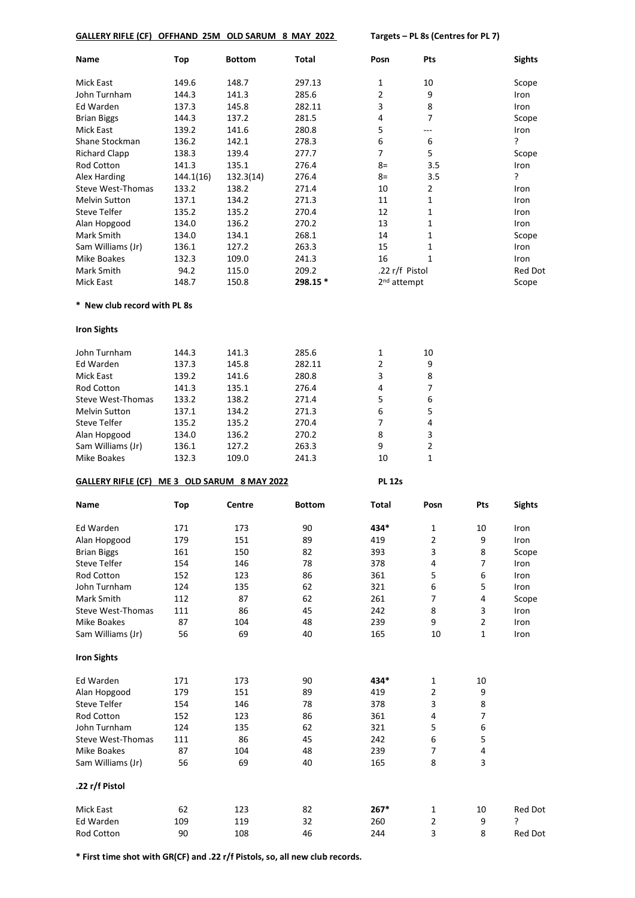**GALLERY RIFLE (CF) OFFHAND 25M OLD SARUM 8 MAY 2022** **Targets – PL 8s (Centres for PL 7)**

| Name | Top | Bottom | Total | Posn | Pts | Sights |
|---|---|---|---|---|---|---|
| Mick East | 149.6 | 148.7 | 297.13 | 1 | 10 | Scope |
| John Turnham | 144.3 | 141.3 | 285.6 | 2 | 9 | Iron |
| Ed Warden | 137.3 | 145.8 | 282.11 | 3 | 8 | Iron |
| Brian Biggs | 144.3 | 137.2 | 281.5 | 4 | 7 | Scope |
| Mick East | 139.2 | 141.6 | 280.8 | 5 | --- | Iron |
| Shane Stockman | 136.2 | 142.1 | 278.3 | 6 | 6 | ? |
| Richard Clapp | 138.3 | 139.4 | 277.7 | 7 | 5 | Scope |
| Rod Cotton | 141.3 | 135.1 | 276.4 | 8= | 3.5 | Iron |
| Alex Harding | 144.1(16) | 132.3(14) | 276.4 | 8= | 3.5 | ? |
| Steve West-Thomas | 133.2 | 138.2 | 271.4 | 10 | 2 | Iron |
| Melvin Sutton | 137.1 | 134.2 | 271.3 | 11 | 1 | Iron |
| Steve Telfer | 135.2 | 135.2 | 270.4 | 12 | 1 | Iron |
| Alan Hopgood | 134.0 | 136.2 | 270.2 | 13 | 1 | Iron |
| Mark Smith | 134.0 | 134.1 | 268.1 | 14 | 1 | Scope |
| Sam Williams (Jr) | 136.1 | 127.2 | 263.3 | 15 | 1 | Iron |
| Mike Boakes | 132.3 | 109.0 | 241.3 | 16 | 1 | Iron |
| Mark Smith | 94.2 | 115.0 | 209.2 | .22 r/f Pistol | | Red Dot |
| Mick East | 148.7 | 150.8 | **298.15 \*** | 2nd attempt | | Scope |

**\* New club record with PL 8s**

**Iron Sights**

| Name | Top | Bottom | Total | Posn | Pts |
|---|---|---|---|---|---|
| John Turnham | 144.3 | 141.3 | 285.6 | 1 | 10 |
| Ed Warden | 137.3 | 145.8 | 282.11 | 2 | 9 |
| Mick East | 139.2 | 141.6 | 280.8 | 3 | 8 |
| Rod Cotton | 141.3 | 135.1 | 276.4 | 4 | 7 |
| Steve West-Thomas | 133.2 | 138.2 | 271.4 | 5 | 6 |
| Melvin Sutton | 137.1 | 134.2 | 271.3 | 6 | 5 |
| Steve Telfer | 135.2 | 135.2 | 270.4 | 7 | 4 |
| Alan Hopgood | 134.0 | 136.2 | 270.2 | 8 | 3 |
| Sam Williams (Jr) | 136.1 | 127.2 | 263.3 | 9 | 2 |
| Mike Boakes | 132.3 | 109.0 | 241.3 | 10 | 1 |

**GALLERY RIFLE (CF) ME 3 OLD SARUM 8 MAY 2022** **PL 12s**

| Name | Top | Centre | Bottom | Total | Posn | Pts | Sights |
|---|---|---|---|---|---|---|---|
| Ed Warden | 171 | 173 | 90 | **434\*** | 1 | 10 | Iron |
| Alan Hopgood | 179 | 151 | 89 | 419 | 2 | 9 | Iron |
| Brian Biggs | 161 | 150 | 82 | 393 | 3 | 8 | Scope |
| Steve Telfer | 154 | 146 | 78 | 378 | 4 | 7 | Iron |
| Rod Cotton | 152 | 123 | 86 | 361 | 5 | 6 | Iron |
| John Turnham | 124 | 135 | 62 | 321 | 6 | 5 | Iron |
| Mark Smith | 112 | 87 | 62 | 261 | 7 | 4 | Scope |
| Steve West-Thomas | 111 | 86 | 45 | 242 | 8 | 3 | Iron |
| Mike Boakes | 87 | 104 | 48 | 239 | 9 | 2 | Iron |
| Sam Williams (Jr) | 56 | 69 | 40 | 165 | 10 | 1 | Iron |

**Iron Sights**

| Name | Top | Centre | Bottom | Total | Posn | Pts |
|---|---|---|---|---|---|---|
| Ed Warden | 171 | 173 | 90 | **434\*** | 1 | 10 |
| Alan Hopgood | 179 | 151 | 89 | 419 | 2 | 9 |
| Steve Telfer | 154 | 146 | 78 | 378 | 3 | 8 |
| Rod Cotton | 152 | 123 | 86 | 361 | 4 | 7 |
| John Turnham | 124 | 135 | 62 | 321 | 5 | 6 |
| Steve West-Thomas | 111 | 86 | 45 | 242 | 6 | 5 |
| Mike Boakes | 87 | 104 | 48 | 239 | 7 | 4 |
| Sam Williams (Jr) | 56 | 69 | 40 | 165 | 8 | 3 |

**.22 r/f Pistol**

| Name | Top | Centre | Bottom | Total | Posn | Pts | Sights |
|---|---|---|---|---|---|---|---|
| Mick East | 62 | 123 | 82 | **267\*** | 1 | 10 | Red Dot |
| Ed Warden | 109 | 119 | 32 | 260 | 2 | 9 | ? |
| Rod Cotton | 90 | 108 | 46 | 244 | 3 | 8 | Red Dot |

**\* First time shot with GR(CF) and .22 r/f Pistols, so, all new club records.**